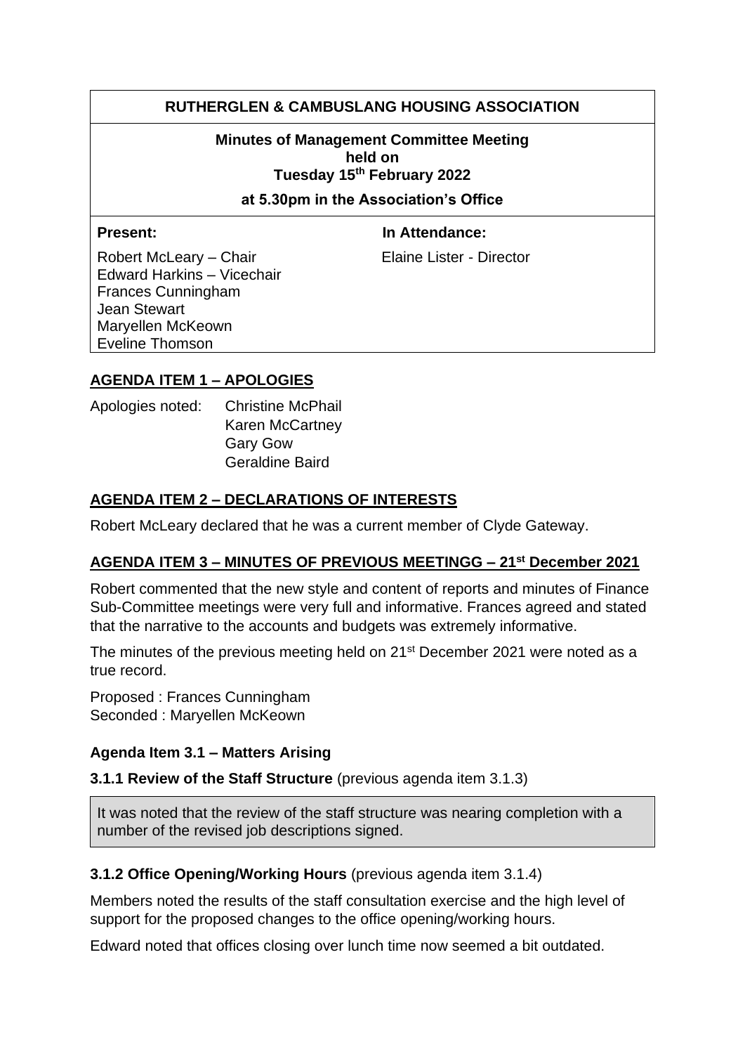# RUTHERGLEN & CAMBUSLANG HOUSING ASSOCIATION

**Minutes of Management Committee Meeting**
**held on**
**Tuesday 15th February 2022**

**at 5.30pm in the Association's Office**

| **Present:** | **In Attendance:** |
| --- | --- |
| Robert McLeary – Chair | Elaine Lister - Director |
| Edward Harkins – Vicechair | |
| Frances Cunningham | |
| Jean Stewart | |
| Maryellen McKeown | |
| Eveline Thomson | |

## AGENDA ITEM 1 – APOLOGIES

Apologies noted: Christine McPhail
Karen McCartney
Gary Gow
Geraldine Baird

## AGENDA ITEM 2 – DECLARATIONS OF INTERESTS

Robert McLeary declared that he was a current member of Clyde Gateway.

## AGENDA ITEM 3 – MINUTES OF PREVIOUS MEETINGG – 21st December 2021

Robert commented that the new style and content of reports and minutes of Finance Sub-Committee meetings were very full and informative. Frances agreed and stated that the narrative to the accounts and budgets was extremely informative.

The minutes of the previous meeting held on 21st December 2021 were noted as a true record.

Proposed : Frances Cunningham
Seconded : Maryellen McKeown

### Agenda Item 3.1 – Matters Arising

**3.1.1 Review of the Staff Structure** (previous agenda item 3.1.3)

It was noted that the review of the staff structure was nearing completion with a number of the revised job descriptions signed.

**3.1.2 Office Opening/Working Hours** (previous agenda item 3.1.4)

Members noted the results of the staff consultation exercise and the high level of support for the proposed changes to the office opening/working hours.

Edward noted that offices closing over lunch time now seemed a bit outdated.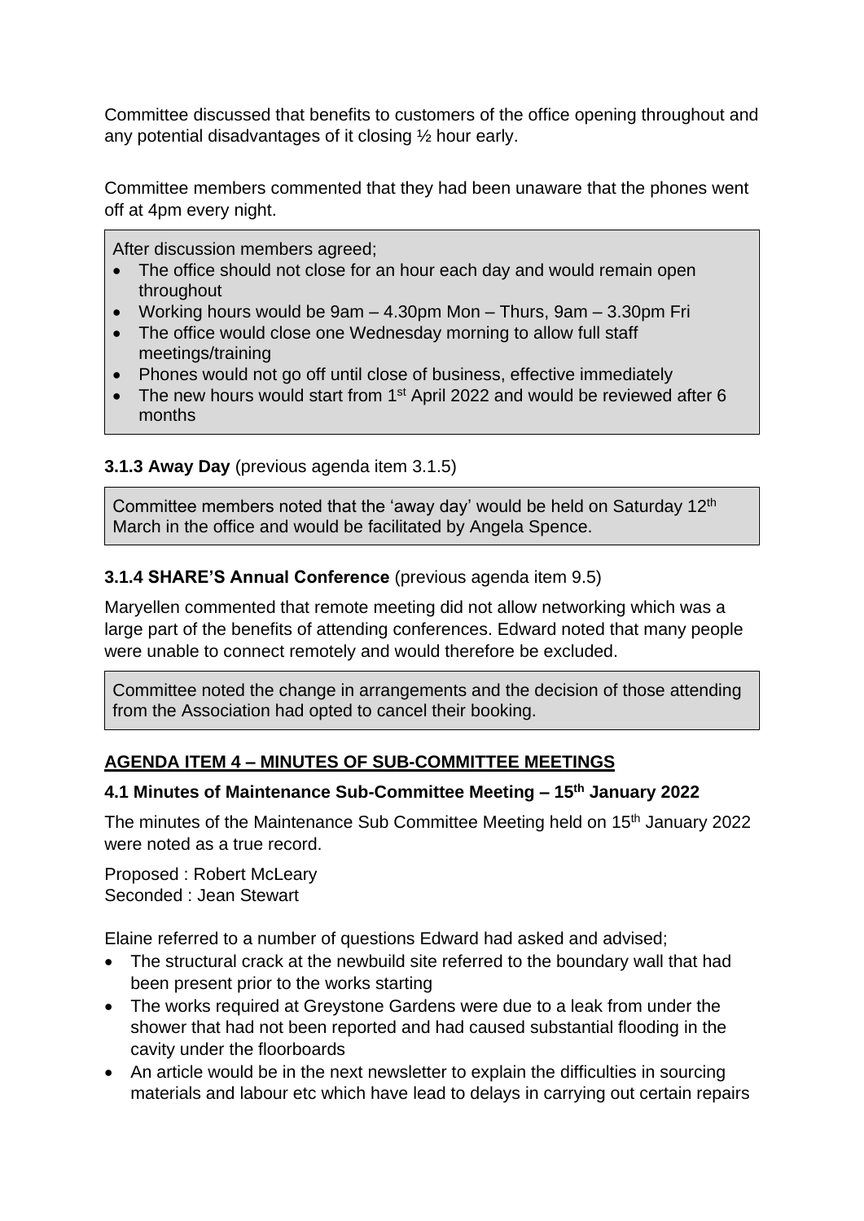Committee discussed that benefits to customers of the office opening throughout and any potential disadvantages of it closing ½ hour early.

Committee members commented that they had been unaware that the phones went off at 4pm every night.

After discussion members agreed;

- The office should not close for an hour each day and would remain open throughout
- Working hours would be 9am – 4.30pm Mon – Thurs, 9am – 3.30pm Fri
- The office would close one Wednesday morning to allow full staff meetings/training
- Phones would not go off until close of business, effective immediately
- The new hours would start from 1st April 2022 and would be reviewed after 6 months

### 3.1.3 Away Day (previous agenda item 3.1.5)

Committee members noted that the 'away day' would be held on Saturday 12th March in the office and would be facilitated by Angela Spence.

### 3.1.4 SHARE'S Annual Conference (previous agenda item 9.5)

Maryellen commented that remote meeting did not allow networking which was a large part of the benefits of attending conferences. Edward noted that many people were unable to connect remotely and would therefore be excluded.

Committee noted the change in arrangements and the decision of those attending from the Association had opted to cancel their booking.

## AGENDA ITEM 4 – MINUTES OF SUB-COMMITTEE MEETINGS

### 4.1 Minutes of Maintenance Sub-Committee Meeting – 15th January 2022

The minutes of the Maintenance Sub Committee Meeting held on 15th January 2022 were noted as a true record.

Proposed : Robert McLeary
Seconded : Jean Stewart

Elaine referred to a number of questions Edward had asked and advised;

- The structural crack at the newbuild site referred to the boundary wall that had been present prior to the works starting
- The works required at Greystone Gardens were due to a leak from under the shower that had not been reported and had caused substantial flooding in the cavity under the floorboards
- An article would be in the next newsletter to explain the difficulties in sourcing materials and labour etc which have lead to delays in carrying out certain repairs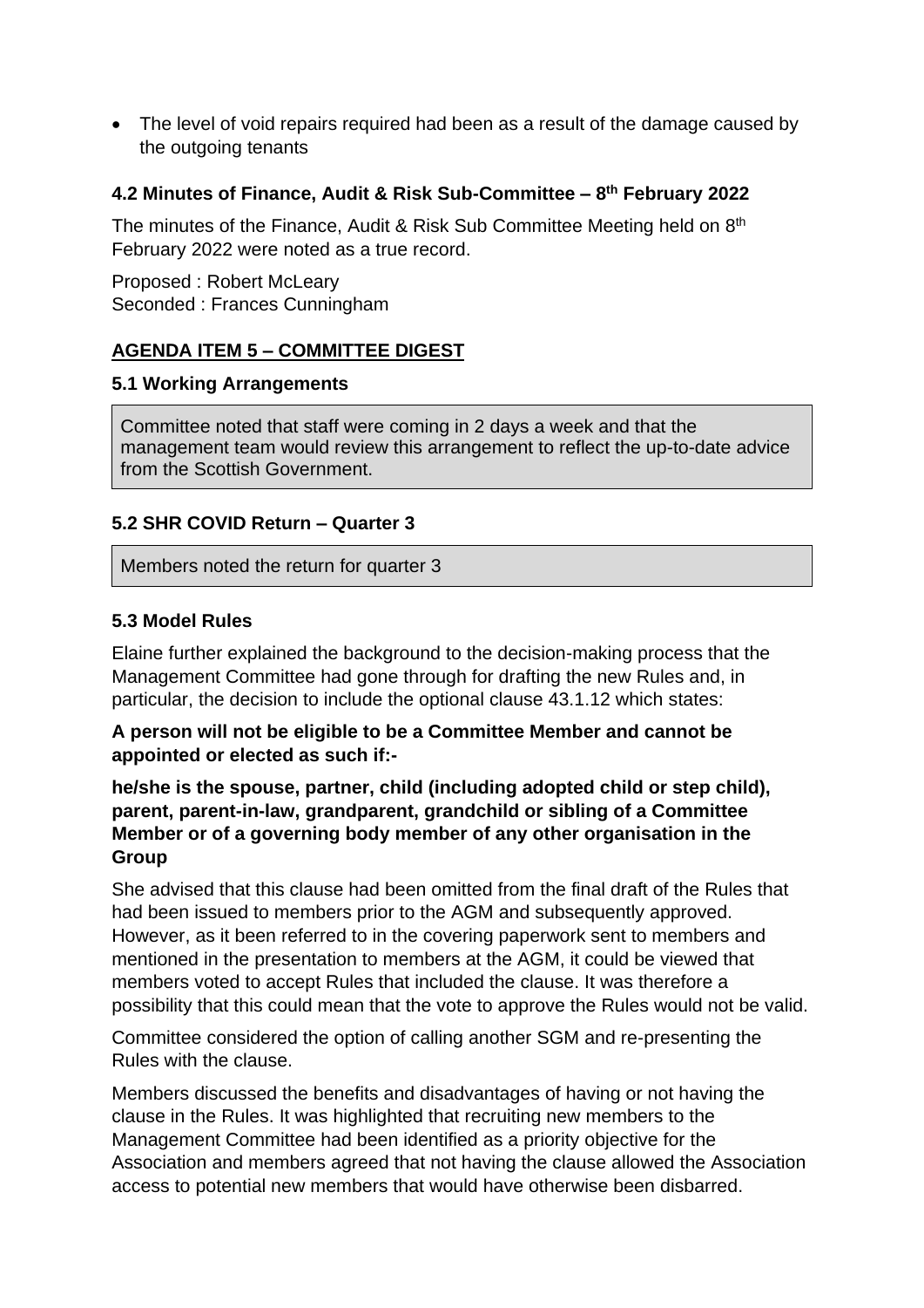- The level of void repairs required had been as a result of the damage caused by the outgoing tenants

### 4.2 Minutes of Finance, Audit & Risk Sub-Committee – 8th February 2022

The minutes of the Finance, Audit & Risk Sub Committee Meeting held on 8th February 2022 were noted as a true record.

Proposed : Robert McLeary
Seconded : Frances Cunningham

## AGENDA ITEM 5 – COMMITTEE DIGEST

### 5.1 Working Arrangements

Committee noted that staff were coming in 2 days a week and that the management team would review this arrangement to reflect the up-to-date advice from the Scottish Government.

### 5.2 SHR COVID Return – Quarter 3

Members noted the return for quarter 3

### 5.3 Model Rules

Elaine further explained the background to the decision-making process that the Management Committee had gone through for drafting the new Rules and, in particular, the decision to include the optional clause 43.1.12 which states:

**A person will not be eligible to be a Committee Member and cannot be appointed or elected as such if:-**

**he/she is the spouse, partner, child (including adopted child or step child), parent, parent-in-law, grandparent, grandchild or sibling of a Committee Member or of a governing body member of any other organisation in the Group**

She advised that this clause had been omitted from the final draft of the Rules that had been issued to members prior to the AGM and subsequently approved. However, as it been referred to in the covering paperwork sent to members and mentioned in the presentation to members at the AGM, it could be viewed that members voted to accept Rules that included the clause. It was therefore a possibility that this could mean that the vote to approve the Rules would not be valid.

Committee considered the option of calling another SGM and re-presenting the Rules with the clause.

Members discussed the benefits and disadvantages of having or not having the clause in the Rules. It was highlighted that recruiting new members to the Management Committee had been identified as a priority objective for the Association and members agreed that not having the clause allowed the Association access to potential new members that would have otherwise been disbarred.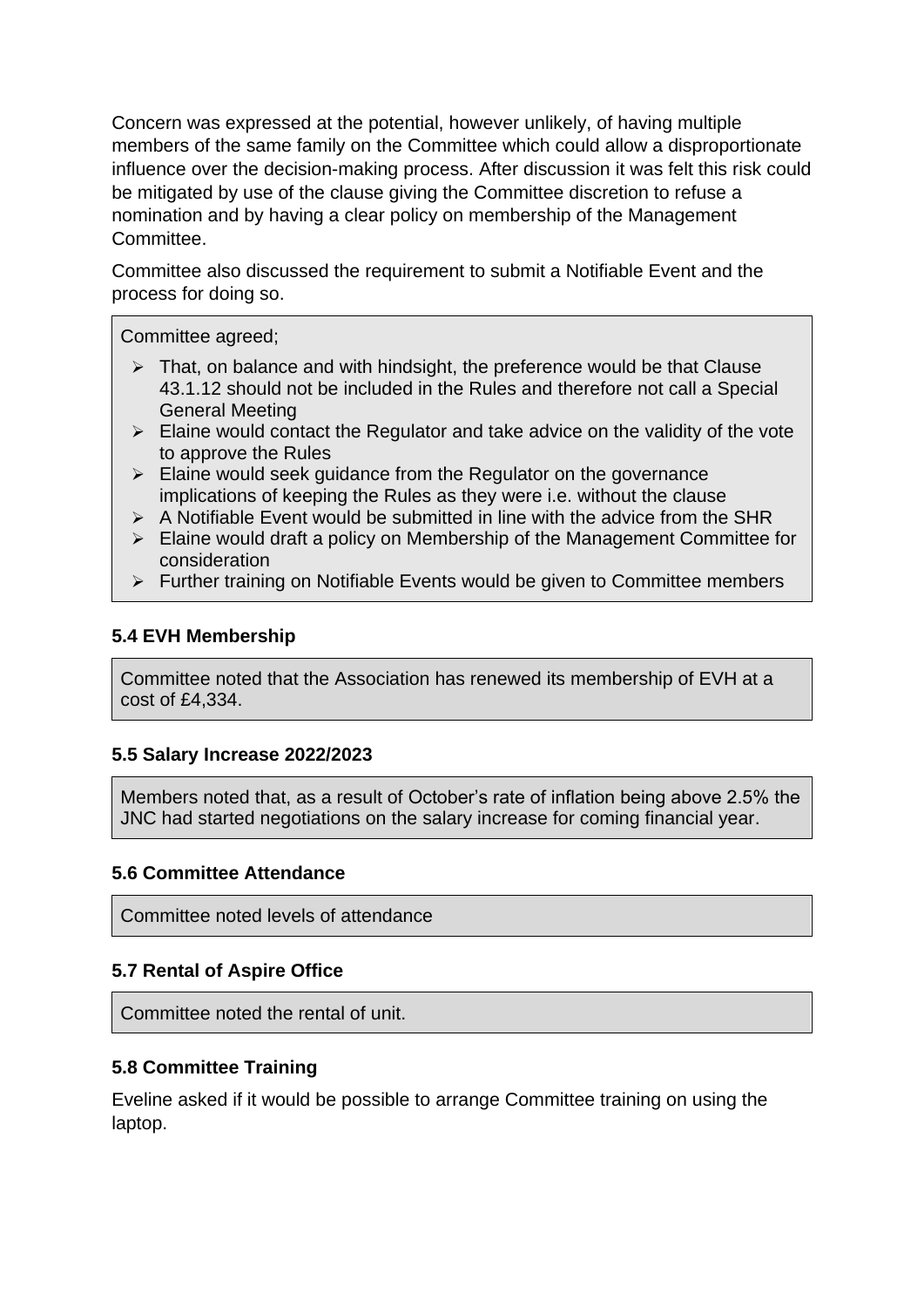Concern was expressed at the potential, however unlikely, of having multiple members of the same family on the Committee which could allow a disproportionate influence over the decision-making process. After discussion it was felt this risk could be mitigated by use of the clause giving the Committee discretion to refuse a nomination and by having a clear policy on membership of the Management Committee.

Committee also discussed the requirement to submit a Notifiable Event and the process for doing so.

Committee agreed;

- That, on balance and with hindsight, the preference would be that Clause 43.1.12 should not be included in the Rules and therefore not call a Special General Meeting
- Elaine would contact the Regulator and take advice on the validity of the vote to approve the Rules
- Elaine would seek guidance from the Regulator on the governance implications of keeping the Rules as they were i.e. without the clause
- A Notifiable Event would be submitted in line with the advice from the SHR
- Elaine would draft a policy on Membership of the Management Committee for consideration
- Further training on Notifiable Events would be given to Committee members

### 5.4 EVH Membership

Committee noted that the Association has renewed its membership of EVH at a cost of £4,334.

### 5.5 Salary Increase 2022/2023

Members noted that, as a result of October's rate of inflation being above 2.5% the JNC had started negotiations on the salary increase for coming financial year.

### 5.6 Committee Attendance

Committee noted levels of attendance

### 5.7 Rental of Aspire Office

Committee noted the rental of unit.

### 5.8 Committee Training

Eveline asked if it would be possible to arrange Committee training on using the laptop.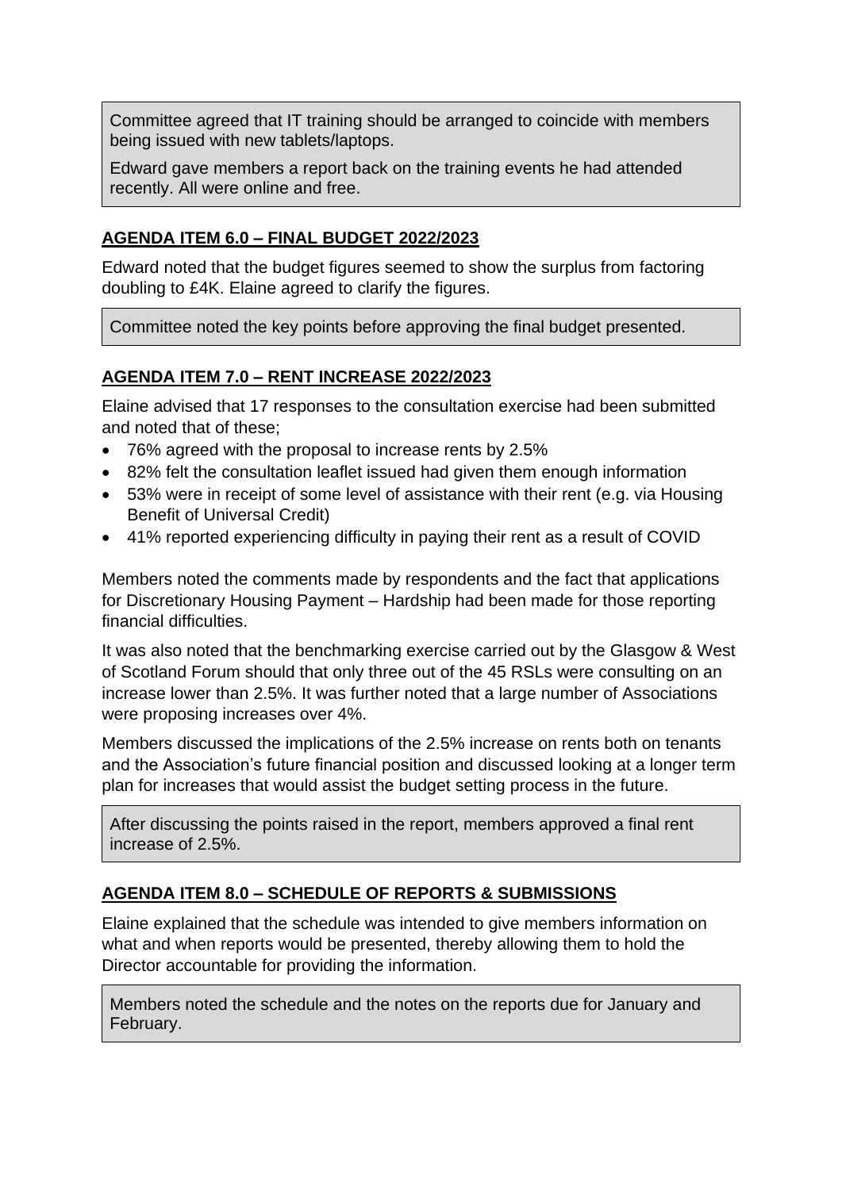Committee agreed that IT training should be arranged to coincide with members being issued with new tablets/laptops.

Edward gave members a report back on the training events he had attended recently. All were online and free.

## AGENDA ITEM 6.0 – FINAL BUDGET 2022/2023

Edward noted that the budget figures seemed to show the surplus from factoring doubling to £4K. Elaine agreed to clarify the figures.

Committee noted the key points before approving the final budget presented.

## AGENDA ITEM 7.0 – RENT INCREASE 2022/2023

Elaine advised that 17 responses to the consultation exercise had been submitted and noted that of these;

- 76% agreed with the proposal to increase rents by 2.5%
- 82% felt the consultation leaflet issued had given them enough information
- 53% were in receipt of some level of assistance with their rent (e.g. via Housing Benefit of Universal Credit)
- 41% reported experiencing difficulty in paying their rent as a result of COVID

Members noted the comments made by respondents and the fact that applications for Discretionary Housing Payment – Hardship had been made for those reporting financial difficulties.

It was also noted that the benchmarking exercise carried out by the Glasgow & West of Scotland Forum should that only three out of the 45 RSLs were consulting on an increase lower than 2.5%. It was further noted that a large number of Associations were proposing increases over 4%.

Members discussed the implications of the 2.5% increase on rents both on tenants and the Association's future financial position and discussed looking at a longer term plan for increases that would assist the budget setting process in the future.

After discussing the points raised in the report, members approved a final rent increase of 2.5%.

## AGENDA ITEM 8.0 – SCHEDULE OF REPORTS & SUBMISSIONS

Elaine explained that the schedule was intended to give members information on what and when reports would be presented, thereby allowing them to hold the Director accountable for providing the information.

Members noted the schedule and the notes on the reports due for January and February.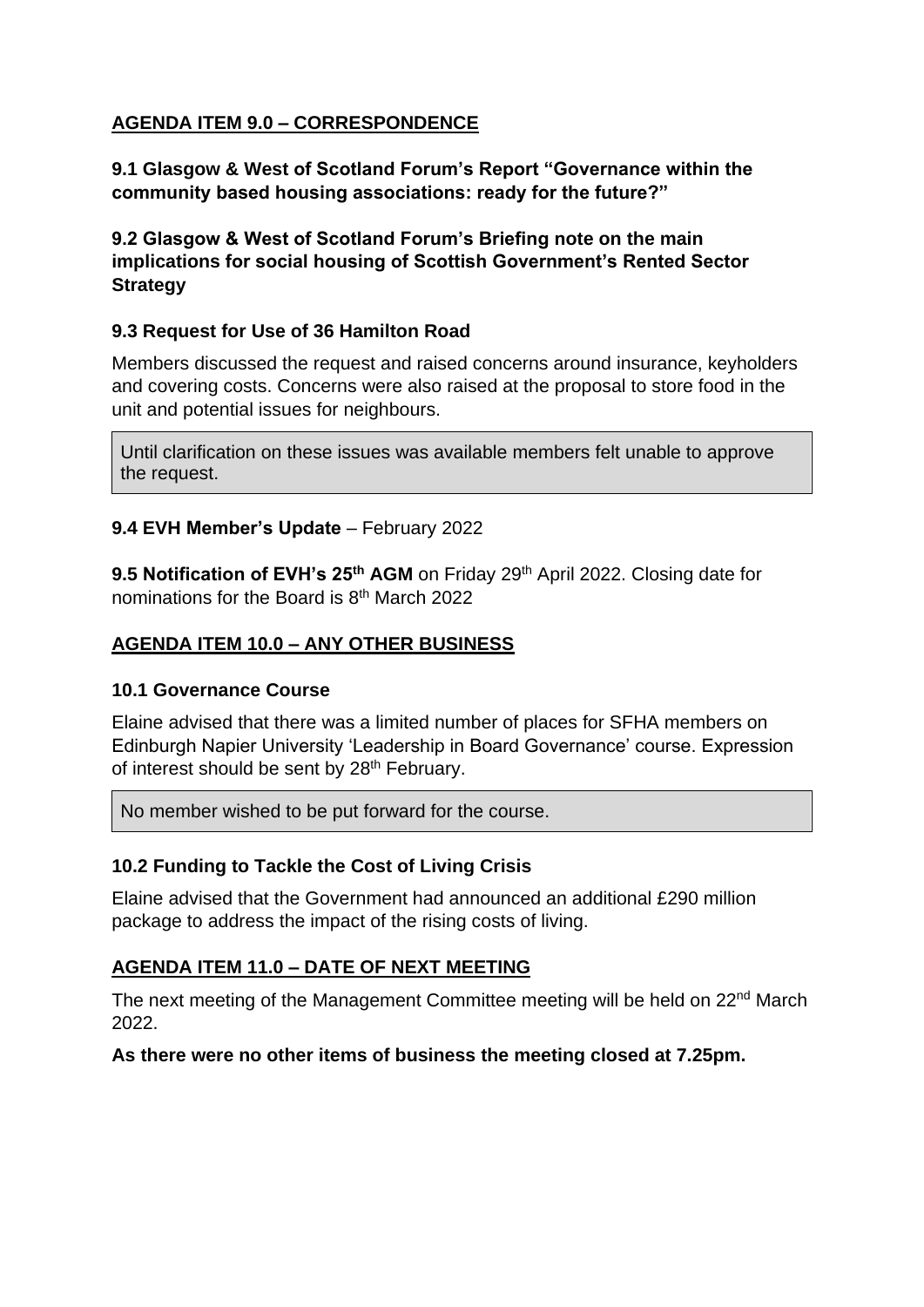## AGENDA ITEM 9.0 – CORRESPONDENCE

**9.1 Glasgow & West of Scotland Forum's Report "Governance within the community based housing associations: ready for the future?"**

**9.2 Glasgow & West of Scotland Forum's Briefing note on the main implications for social housing of Scottish Government's Rented Sector Strategy**

**9.3 Request for Use of 36 Hamilton Road**

Members discussed the request and raised concerns around insurance, keyholders and covering costs. Concerns were also raised at the proposal to store food in the unit and potential issues for neighbours.

Until clarification on these issues was available members felt unable to approve the request.

**9.4 EVH Member's Update** – February 2022

**9.5 Notification of EVH's 25th AGM** on Friday 29th April 2022. Closing date for nominations for the Board is 8th March 2022

## AGENDA ITEM 10.0 – ANY OTHER BUSINESS

**10.1 Governance Course**

Elaine advised that there was a limited number of places for SFHA members on Edinburgh Napier University 'Leadership in Board Governance' course. Expression of interest should be sent by 28th February.

No member wished to be put forward for the course.

**10.2 Funding to Tackle the Cost of Living Crisis**

Elaine advised that the Government had announced an additional £290 million package to address the impact of the rising costs of living.

## AGENDA ITEM 11.0 – DATE OF NEXT MEETING

The next meeting of the Management Committee meeting will be held on 22nd March 2022.

**As there were no other items of business the meeting closed at 7.25pm.**